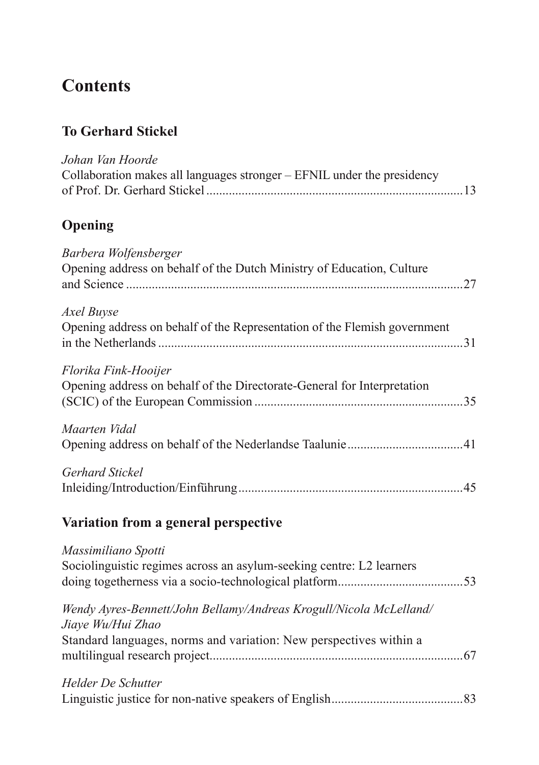# Contents

## To Gerhard Stickel

*Johan Van Hoorde*
Collaboration makes all languages stronger – EFNIL under the presidency of Prof. Dr. Gerhard Stickel ............................................................................... 13

## Opening

*Barbera Wolfensberger*
Opening address on behalf of the Dutch Ministry of Education, Culture and Science ........................................................................................................ 27

*Axel Buyse*
Opening address on behalf of the Representation of the Flemish government in the Netherlands ............................................................................................. 31

*Florika Fink-Hooijer*
Opening address on behalf of the Directorate-General for Interpretation (SCIC) of the European Commission ................................................................ 35

*Maarten Vidal*
Opening address on behalf of the Nederlandse Taalunie .................................... 41

*Gerhard Stickel*
Inleiding/Introduction/Einführung ..................................................................... 45

## Variation from a general perspective

*Massimiliano Spotti*
Sociolinguistic regimes across an asylum-seeking centre: L2 learners doing togetherness via a socio-technological platform ...................................... 53

*Wendy Ayres-Bennett/John Bellamy/Andreas Krogull/Nicola McLelland/ Jiaye Wu/Hui Zhao*
Standard languages, norms and variation: New perspectives within a multilingual research project ............................................................................. 67

*Helder De Schutter*
Linguistic justice for non-native speakers of English ......................................... 83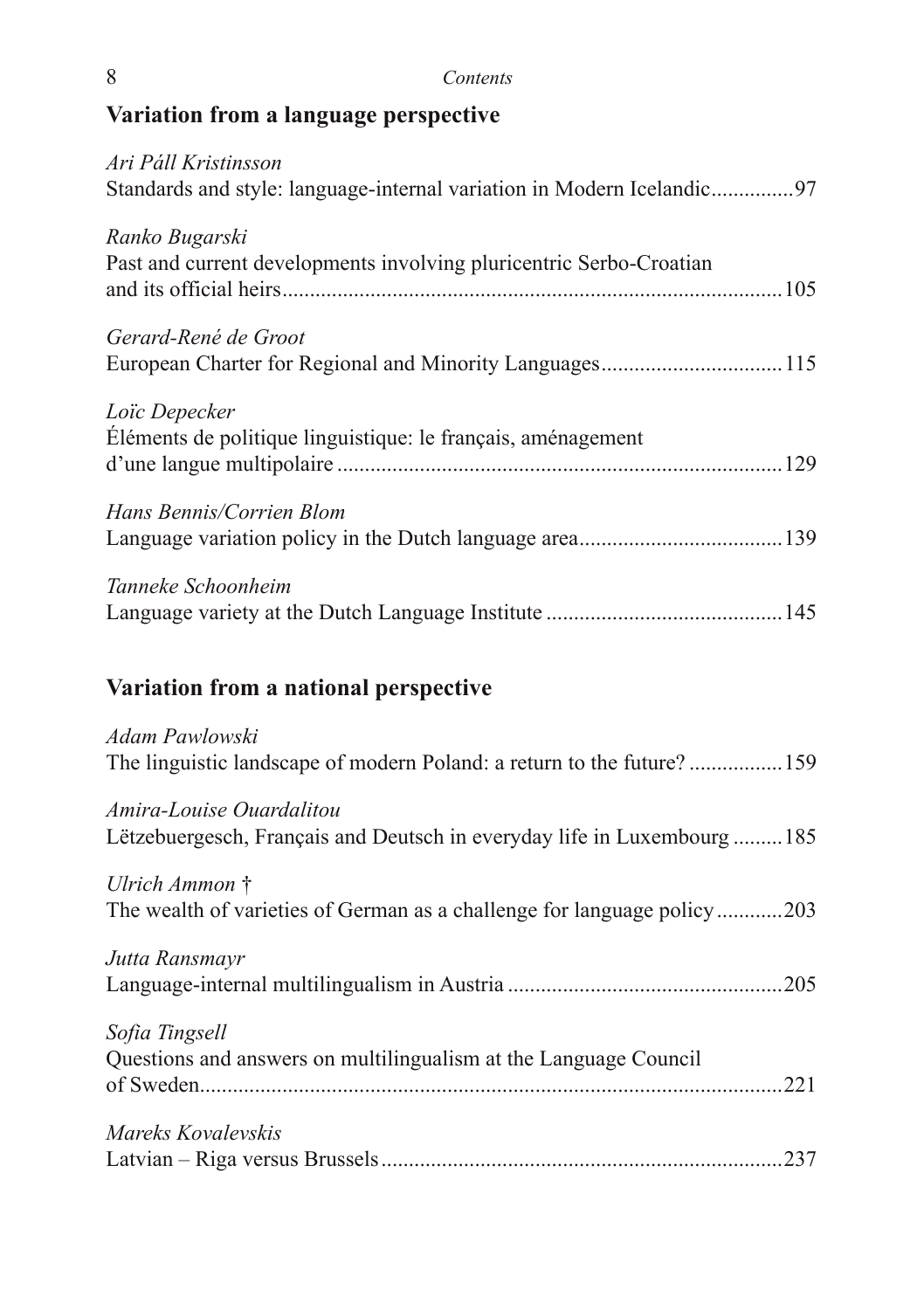## Variation from a language perspective

*Ari Páll Kristinsson*
Standards and style: language-internal variation in Modern Icelandic..............97

*Ranko Bugarski*
Past and current developments involving pluricentric Serbo-Croatian and its official heirs..........................................................................................105

*Gerard-René de Groot*
European Charter for Regional and Minority Languages................................115

*Loïc Depecker*
Éléments de politique linguistique: le français, aménagement d'une langue multipolaire ...............................................................................129

*Hans Bennis/Corrien Blom*
Language variation policy in the Dutch language area....................................139

*Tanneke Schoonheim*
Language variety at the Dutch Language Institute ..........................................145

## Variation from a national perspective

*Adam Pawlowski*
The linguistic landscape of modern Poland: a return to the future? ................159

*Amira-Louise Ouardalitou*
Lëtzebuergesch, Français and Deutsch in everyday life in Luxembourg .........185

*Ulrich Ammon †*
The wealth of varieties of German as a challenge for language policy............203

*Jutta Ransmayr*
Language-internal multilingualism in Austria .................................................205

*Sofia Tingsell*
Questions and answers on multilingualism at the Language Council of Sweden.........................................................................................................221

*Mareks Kovalevskis*
Latvian – Riga versus Brussels........................................................................237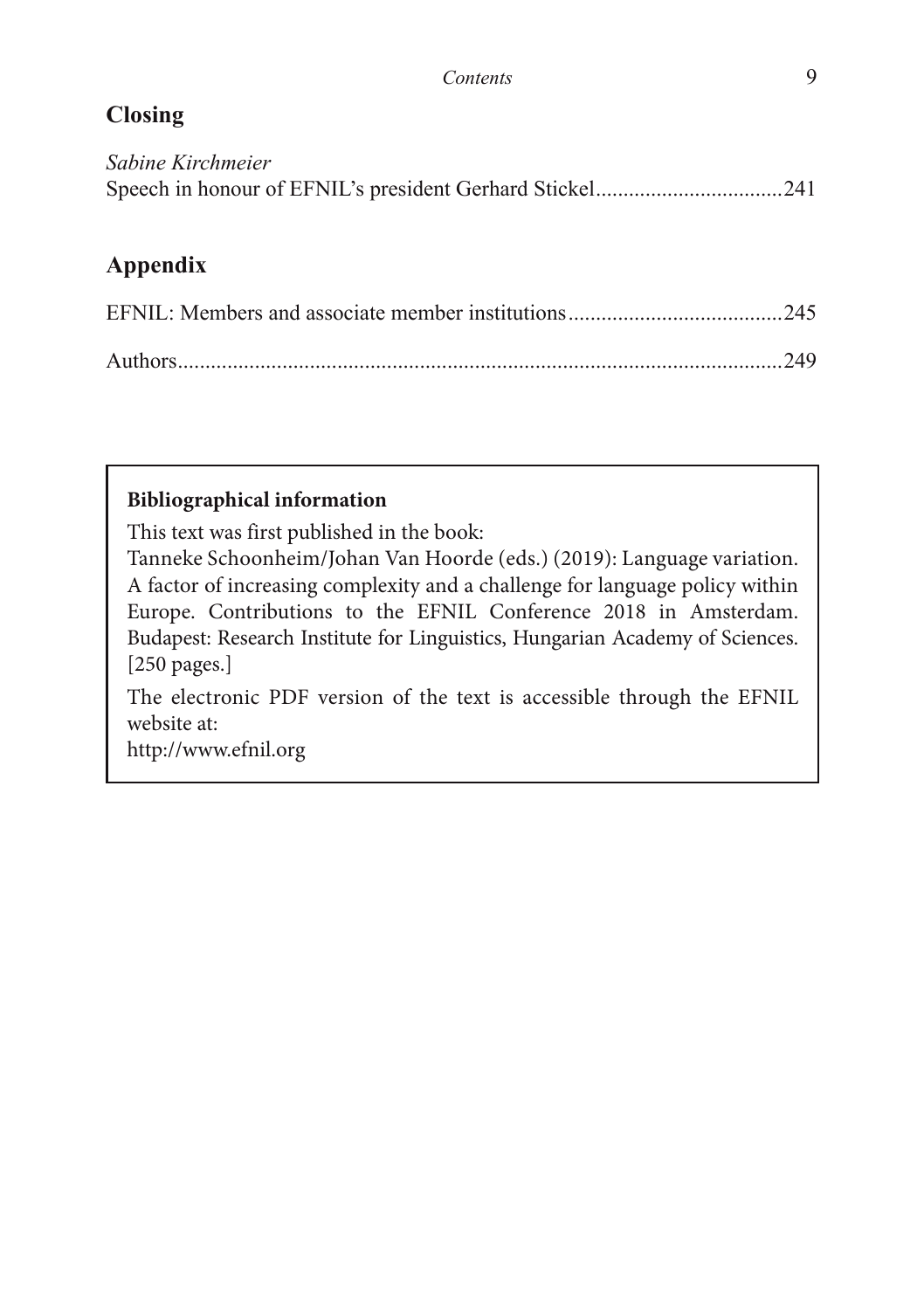## Closing

*Sabine Kirchmeier*
Speech in honour of EFNIL's president Gerhard Stickel.................................241

## Appendix

EFNIL: Members and associate member institutions......................................245

Authors.............................................................................................................249

**Bibliographical information**

This text was first published in the book:

Tanneke Schoonheim/Johan Van Hoorde (eds.) (2019): Language variation. A factor of increasing complexity and a challenge for language policy within Europe. Contributions to the EFNIL Conference 2018 in Amsterdam. Budapest: Research Institute for Linguistics, Hungarian Academy of Sciences. [250 pages.]

The electronic PDF version of the text is accessible through the EFNIL website at:
http://www.efnil.org